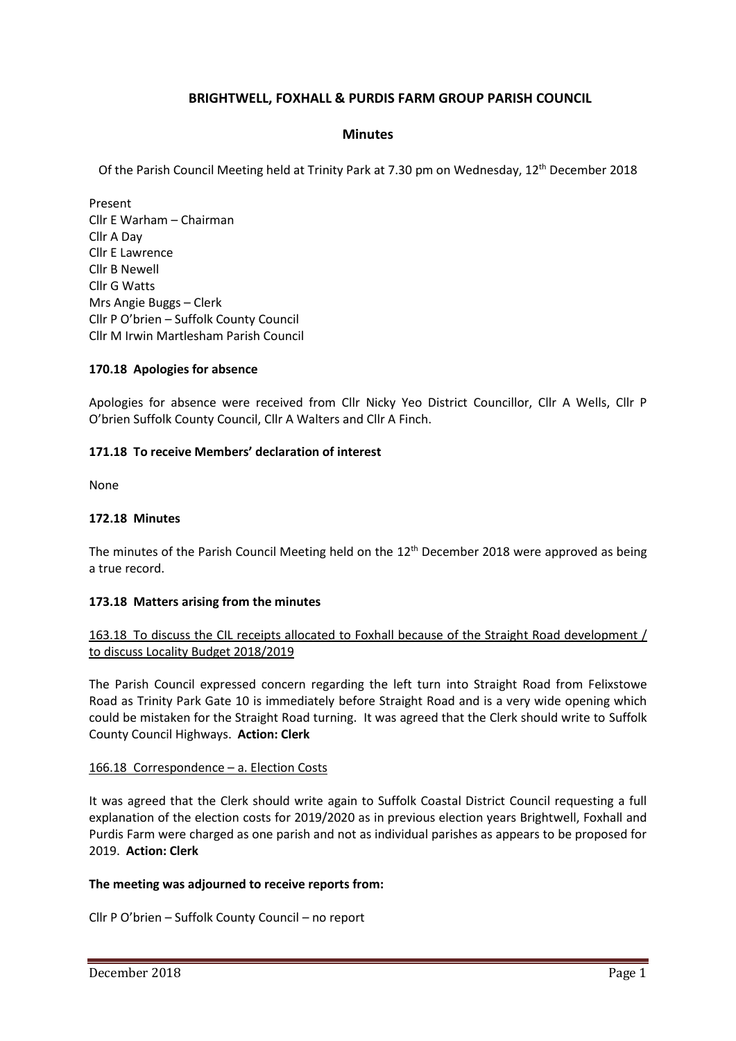## BRIGHTWELL, FOXHALL & PURDIS FARM GROUP PARISH COUNCIL

### Minutes

Of the Parish Council Meeting held at Trinity Park at 7.30 pm on Wednesday, 12th December 2018

Present
Cllr E Warham – Chairman
Cllr A Day
Cllr E Lawrence
Cllr B Newell
Cllr G Watts
Mrs Angie Buggs – Clerk
Cllr P O'brien – Suffolk County Council
Cllr M Irwin Martlesham Parish Council

**170.18 Apologies for absence**

Apologies for absence were received from Cllr Nicky Yeo District Councillor, Cllr A Wells, Cllr P O'brien Suffolk County Council, Cllr A Walters and Cllr A Finch.

**171.18 To receive Members' declaration of interest**

None

**172.18 Minutes**

The minutes of the Parish Council Meeting held on the 12th December 2018 were approved as being a true record.

**173.18 Matters arising from the minutes**

163.18 To discuss the CIL receipts allocated to Foxhall because of the Straight Road development / to discuss Locality Budget 2018/2019

The Parish Council expressed concern regarding the left turn into Straight Road from Felixstowe Road as Trinity Park Gate 10 is immediately before Straight Road and is a very wide opening which could be mistaken for the Straight Road turning. It was agreed that the Clerk should write to Suffolk County Council Highways. **Action: Clerk**

166.18 Correspondence – a. Election Costs

It was agreed that the Clerk should write again to Suffolk Coastal District Council requesting a full explanation of the election costs for 2019/2020 as in previous election years Brightwell, Foxhall and Purdis Farm were charged as one parish and not as individual parishes as appears to be proposed for 2019. **Action: Clerk**

**The meeting was adjourned to receive reports from:**

Cllr P O'brien – Suffolk County Council – no report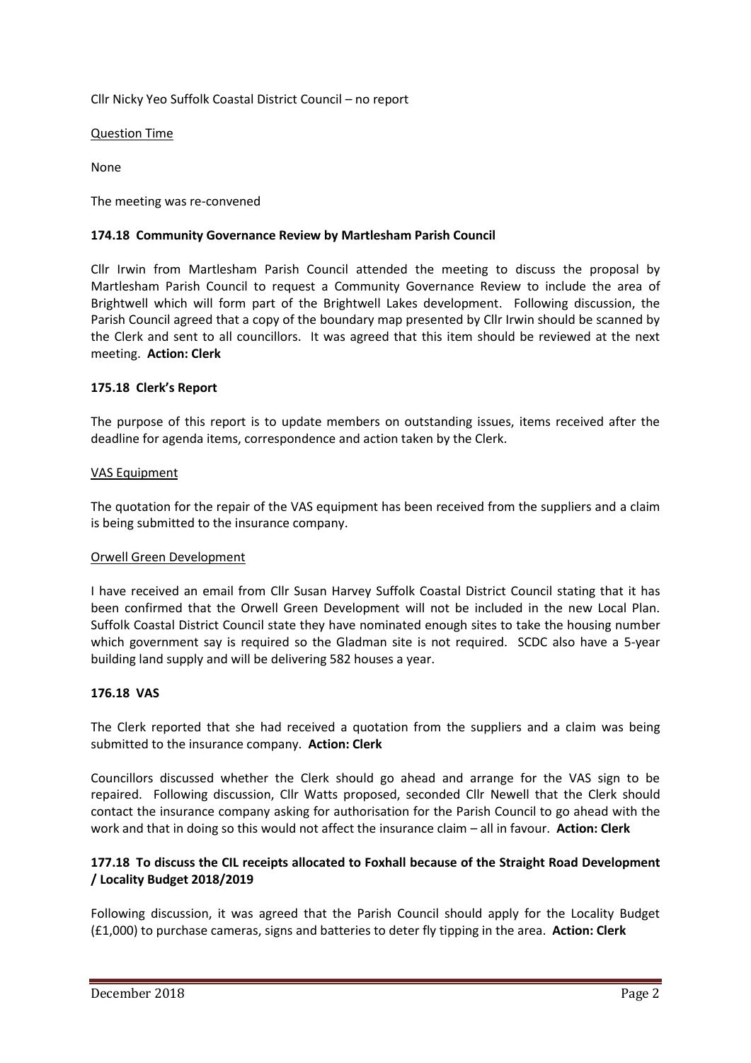Cllr Nicky Yeo Suffolk Coastal District Council – no report

Question Time

None

The meeting was re-convened

**174.18 Community Governance Review by Martlesham Parish Council**

Cllr Irwin from Martlesham Parish Council attended the meeting to discuss the proposal by Martlesham Parish Council to request a Community Governance Review to include the area of Brightwell which will form part of the Brightwell Lakes development. Following discussion, the Parish Council agreed that a copy of the boundary map presented by Cllr Irwin should be scanned by the Clerk and sent to all councillors. It was agreed that this item should be reviewed at the next meeting. **Action: Clerk**

**175.18 Clerk's Report**

The purpose of this report is to update members on outstanding issues, items received after the deadline for agenda items, correspondence and action taken by the Clerk.

VAS Equipment

The quotation for the repair of the VAS equipment has been received from the suppliers and a claim is being submitted to the insurance company.

Orwell Green Development

I have received an email from Cllr Susan Harvey Suffolk Coastal District Council stating that it has been confirmed that the Orwell Green Development will not be included in the new Local Plan. Suffolk Coastal District Council state they have nominated enough sites to take the housing number which government say is required so the Gladman site is not required. SCDC also have a 5-year building land supply and will be delivering 582 houses a year.

**176.18 VAS**

The Clerk reported that she had received a quotation from the suppliers and a claim was being submitted to the insurance company. **Action: Clerk**

Councillors discussed whether the Clerk should go ahead and arrange for the VAS sign to be repaired. Following discussion, Cllr Watts proposed, seconded Cllr Newell that the Clerk should contact the insurance company asking for authorisation for the Parish Council to go ahead with the work and that in doing so this would not affect the insurance claim – all in favour. **Action: Clerk**

**177.18 To discuss the CIL receipts allocated to Foxhall because of the Straight Road Development / Locality Budget 2018/2019**

Following discussion, it was agreed that the Parish Council should apply for the Locality Budget (£1,000) to purchase cameras, signs and batteries to deter fly tipping in the area. **Action: Clerk**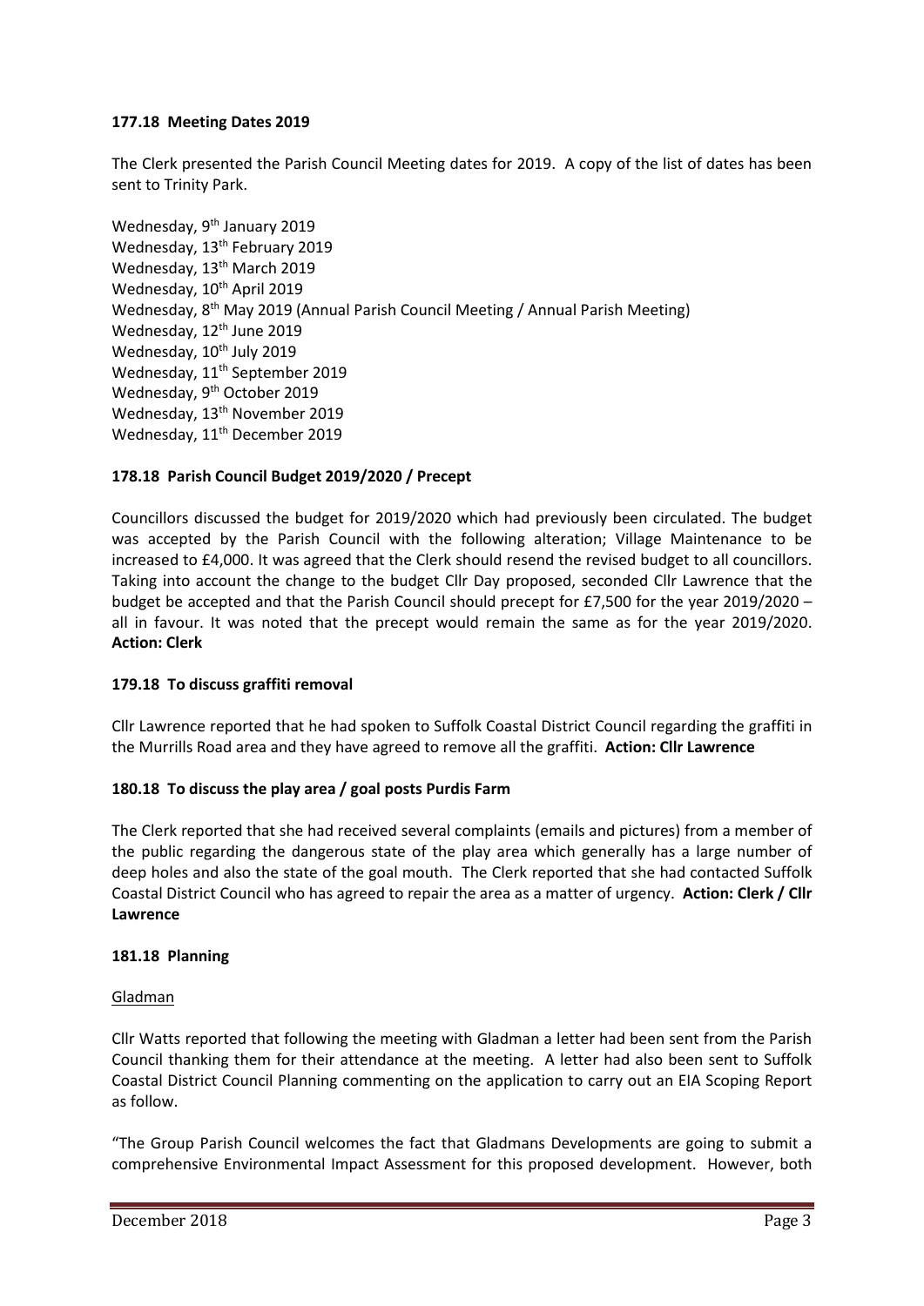**177.18 Meeting Dates 2019**

The Clerk presented the Parish Council Meeting dates for 2019. A copy of the list of dates has been sent to Trinity Park.

Wednesday, 9th January 2019
Wednesday, 13th February 2019
Wednesday, 13th March 2019
Wednesday, 10th April 2019
Wednesday, 8th May 2019 (Annual Parish Council Meeting / Annual Parish Meeting)
Wednesday, 12th June 2019
Wednesday, 10th July 2019
Wednesday, 11th September 2019
Wednesday, 9th October 2019
Wednesday, 13th November 2019
Wednesday, 11th December 2019

**178.18 Parish Council Budget 2019/2020 / Precept**

Councillors discussed the budget for 2019/2020 which had previously been circulated. The budget was accepted by the Parish Council with the following alteration; Village Maintenance to be increased to £4,000. It was agreed that the Clerk should resend the revised budget to all councillors. Taking into account the change to the budget Cllr Day proposed, seconded Cllr Lawrence that the budget be accepted and that the Parish Council should precept for £7,500 for the year 2019/2020 – all in favour. It was noted that the precept would remain the same as for the year 2019/2020. **Action: Clerk**

**179.18 To discuss graffiti removal**

Cllr Lawrence reported that he had spoken to Suffolk Coastal District Council regarding the graffiti in the Murrills Road area and they have agreed to remove all the graffiti. **Action: Cllr Lawrence**

**180.18 To discuss the play area / goal posts Purdis Farm**

The Clerk reported that she had received several complaints (emails and pictures) from a member of the public regarding the dangerous state of the play area which generally has a large number of deep holes and also the state of the goal mouth. The Clerk reported that she had contacted Suffolk Coastal District Council who has agreed to repair the area as a matter of urgency. **Action: Clerk / Cllr Lawrence**

**181.18 Planning**

<u>Gladman</u>

Cllr Watts reported that following the meeting with Gladman a letter had been sent from the Parish Council thanking them for their attendance at the meeting. A letter had also been sent to Suffolk Coastal District Council Planning commenting on the application to carry out an EIA Scoping Report as follow.

"The Group Parish Council welcomes the fact that Gladmans Developments are going to submit a comprehensive Environmental Impact Assessment for this proposed development. However, both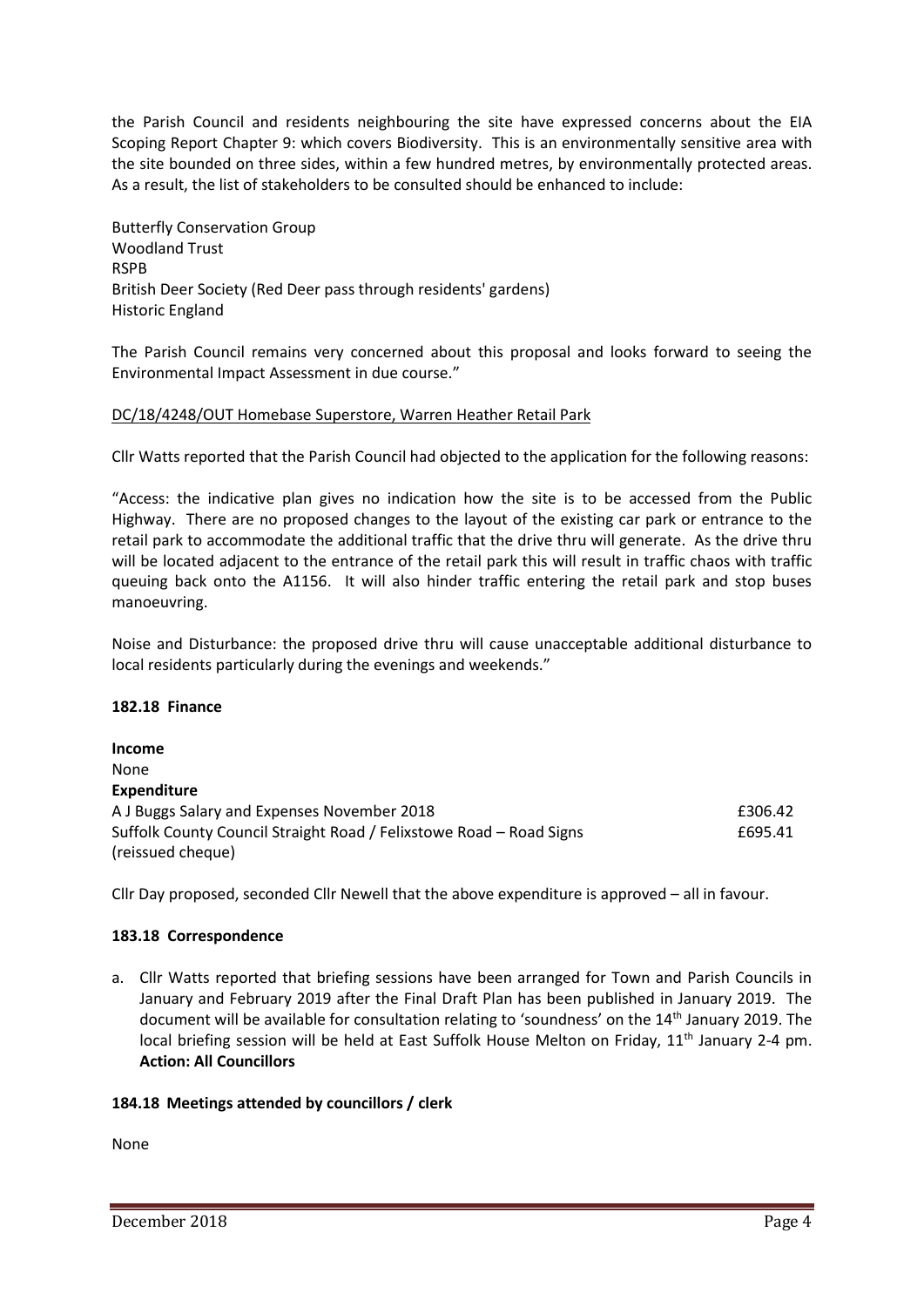the Parish Council and residents neighbouring the site have expressed concerns about the EIA Scoping Report Chapter 9: which covers Biodiversity. This is an environmentally sensitive area with the site bounded on three sides, within a few hundred metres, by environmentally protected areas. As a result, the list of stakeholders to be consulted should be enhanced to include:

Butterfly Conservation Group
Woodland Trust
RSPB
British Deer Society (Red Deer pass through residents' gardens)
Historic England

The Parish Council remains very concerned about this proposal and looks forward to seeing the Environmental Impact Assessment in due course."

DC/18/4248/OUT Homebase Superstore, Warren Heather Retail Park

Cllr Watts reported that the Parish Council had objected to the application for the following reasons:

"Access: the indicative plan gives no indication how the site is to be accessed from the Public Highway. There are no proposed changes to the layout of the existing car park or entrance to the retail park to accommodate the additional traffic that the drive thru will generate. As the drive thru will be located adjacent to the entrance of the retail park this will result in traffic chaos with traffic queuing back onto the A1156. It will also hinder traffic entering the retail park and stop buses manoeuvring.

Noise and Disturbance: the proposed drive thru will cause unacceptable additional disturbance to local residents particularly during the evenings and weekends."

**182.18 Finance**

**Income**
None
**Expenditure**

| | |
|---|---|
| A J Buggs Salary and Expenses November 2018 | £306.42 |
| Suffolk County Council Straight Road / Felixstowe Road – Road Signs (reissued cheque) | £695.41 |

Cllr Day proposed, seconded Cllr Newell that the above expenditure is approved – all in favour.

**183.18 Correspondence**

a. Cllr Watts reported that briefing sessions have been arranged for Town and Parish Councils in January and February 2019 after the Final Draft Plan has been published in January 2019. The document will be available for consultation relating to 'soundness' on the 14th January 2019. The local briefing session will be held at East Suffolk House Melton on Friday, 11th January 2-4 pm. **Action: All Councillors**

**184.18 Meetings attended by councillors / clerk**

None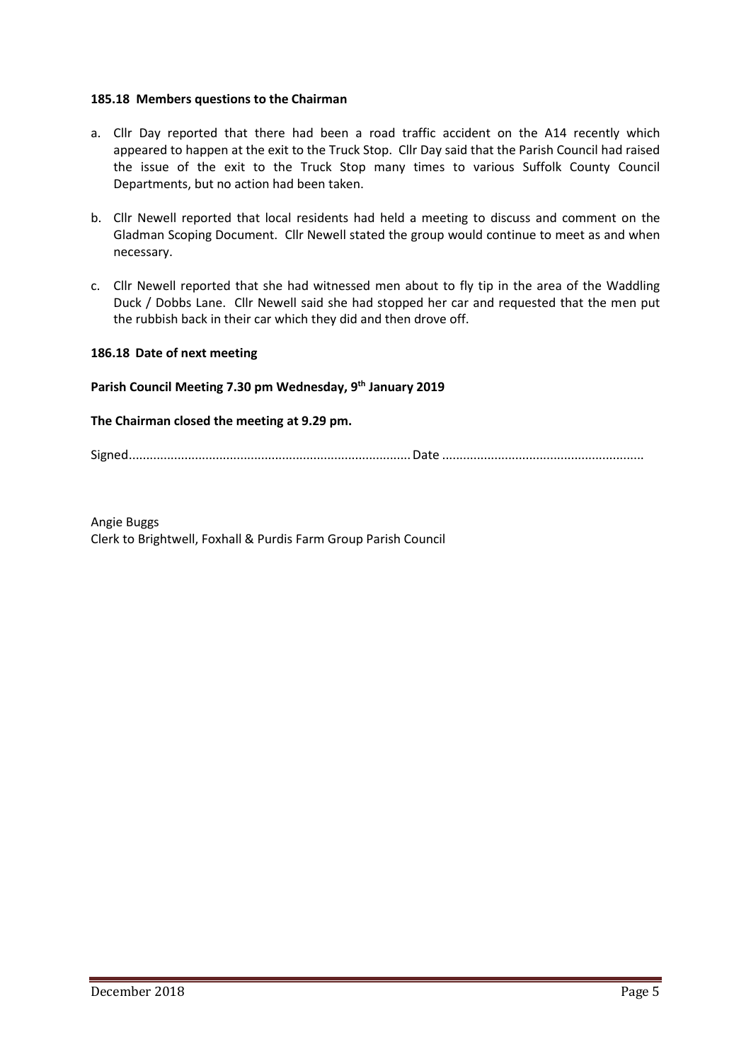**185.18 Members questions to the Chairman**

a. Cllr Day reported that there had been a road traffic accident on the A14 recently which appeared to happen at the exit to the Truck Stop. Cllr Day said that the Parish Council had raised the issue of the exit to the Truck Stop many times to various Suffolk County Council Departments, but no action had been taken.

b. Cllr Newell reported that local residents had held a meeting to discuss and comment on the Gladman Scoping Document. Cllr Newell stated the group would continue to meet as and when necessary.

c. Cllr Newell reported that she had witnessed men about to fly tip in the area of the Waddling Duck / Dobbs Lane. Cllr Newell said she had stopped her car and requested that the men put the rubbish back in their car which they did and then drove off.

**186.18 Date of next meeting**

**Parish Council Meeting 7.30 pm Wednesday, 9th January 2019**

**The Chairman closed the meeting at 9.29 pm.**

Signed................................................................................ Date .........................................................

Angie Buggs
Clerk to Brightwell, Foxhall & Purdis Farm Group Parish Council